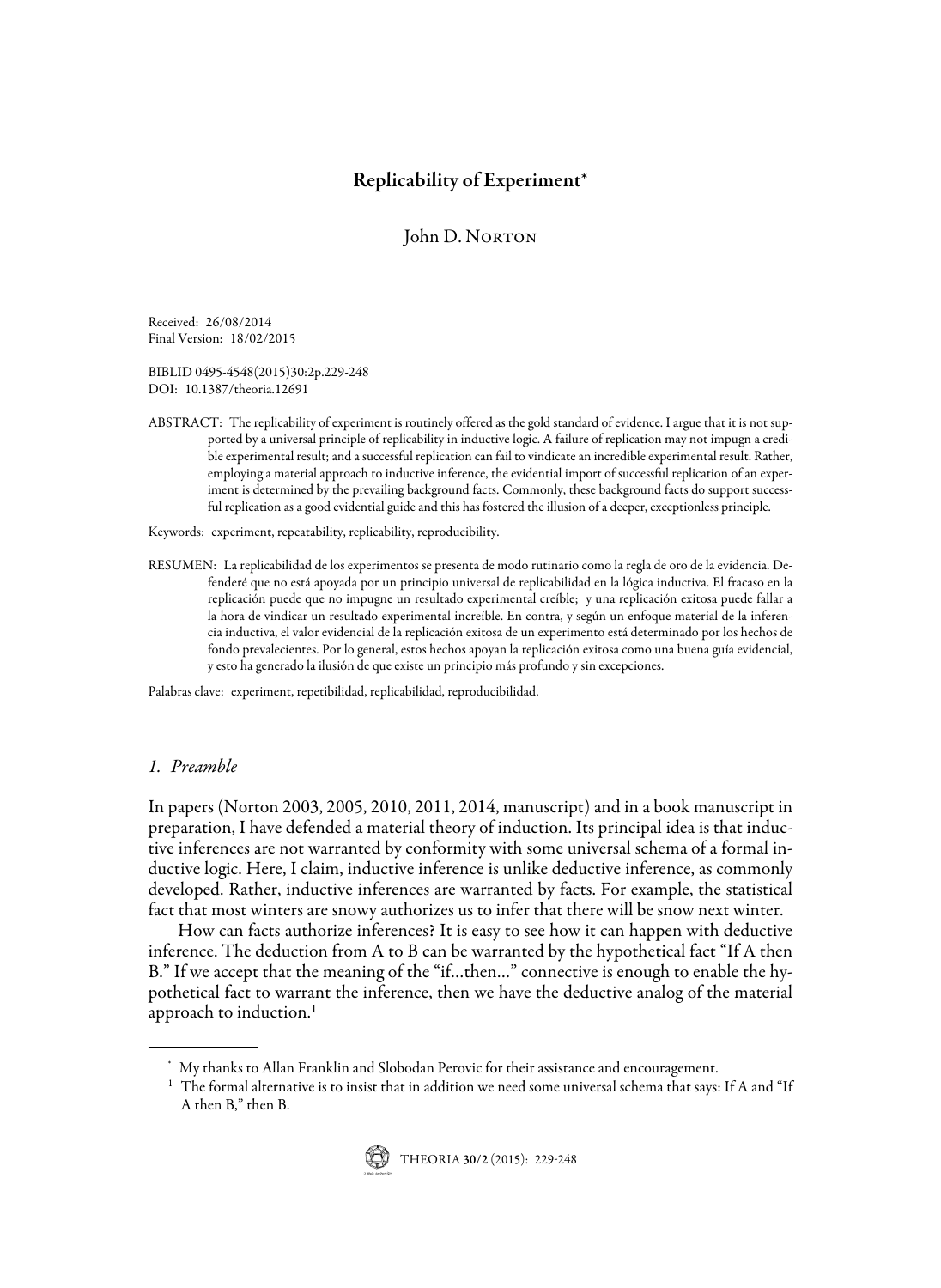# Replicability of Experiment*

John D. Norton

Received: 26/08/2014
Final Version: 18/02/2015

BIBLID 0495-4548(2015)30:2p.229-248
DOI: 10.1387/theoria.12691

ABSTRACT: The replicability of experiment is routinely offered as the gold standard of evidence. I argue that it is not supported by a universal principle of replicability in inductive logic. A failure of replication may not impugn a credible experimental result; and a successful replication can fail to vindicate an incredible experimental result. Rather, employing a material approach to inductive inference, the evidential import of successful replication of an experiment is determined by the prevailing background facts. Commonly, these background facts do support successful replication as a good evidential guide and this has fostered the illusion of a deeper, exceptionless principle.

Keywords: experiment, repeatability, replicability, reproducibility.

RESUMEN: La replicabilidad de los experimentos se presenta de modo rutinario como la regla de oro de la evidencia. Defenderé que no está apoyada por un principio universal de replicabilidad en la lógica inductiva. El fracaso en la replicación puede que no impugne un resultado experimental creíble; y una replicación exitosa puede fallar a la hora de vindicar un resultado experimental increíble. En contra, y según un enfoque material de la inferencia inductiva, el valor evidencial de la replicación exitosa de un experimento está determinado por los hechos de fondo prevalecientes. Por lo general, estos hechos apoyan la replicación exitosa como una buena guía evidencial, y esto ha generado la ilusión de que existe un principio más profundo y sin excepciones.

Palabras clave: experiment, repetibilidad, replicabilidad, reproducibilidad.

## *1. Preamble*

In papers (Norton 2003, 2005, 2010, 2011, 2014, manuscript) and in a book manuscript in preparation, I have defended a material theory of induction. Its principal idea is that inductive inferences are not warranted by conformity with some universal schema of a formal inductive logic. Here, I claim, inductive inference is unlike deductive inference, as commonly developed. Rather, inductive inferences are warranted by facts. For example, the statistical fact that most winters are snowy authorizes us to infer that there will be snow next winter.

How can facts authorize inferences? It is easy to see how it can happen with deductive inference. The deduction from A to B can be warranted by the hypothetical fact "If A then B." If we accept that the meaning of the "if…then…" connective is enough to enable the hypothetical fact to warrant the inference, then we have the deductive analog of the material approach to induction.[1]

---

[*] My thanks to Allan Franklin and Slobodan Perovic for their assistance and encouragement.

[1] The formal alternative is to insist that in addition we need some universal schema that says: If A and "If A then B," then B.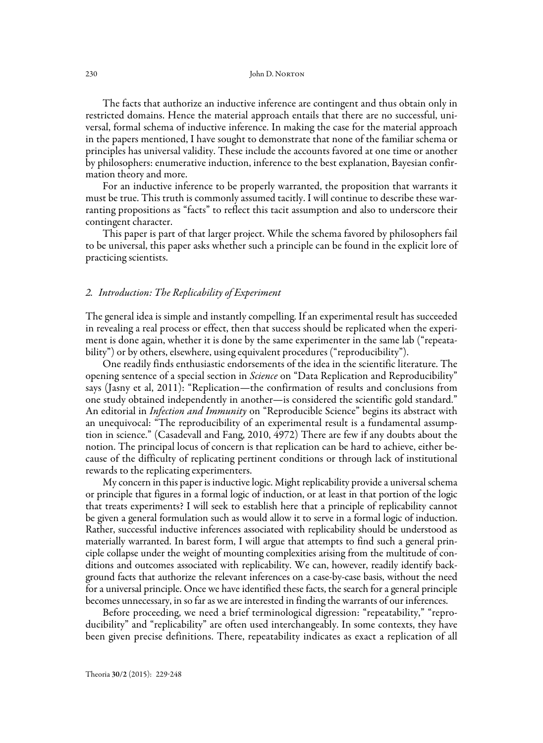The facts that authorize an inductive inference are contingent and thus obtain only in restricted domains. Hence the material approach entails that there are no successful, universal, formal schema of inductive inference. In making the case for the material approach in the papers mentioned, I have sought to demonstrate that none of the familiar schema or principles has universal validity. These include the accounts favored at one time or another by philosophers: enumerative induction, inference to the best explanation, Bayesian confirmation theory and more.

For an inductive inference to be properly warranted, the proposition that warrants it must be true. This truth is commonly assumed tacitly. I will continue to describe these warranting propositions as "facts" to reflect this tacit assumption and also to underscore their contingent character.

This paper is part of that larger project. While the schema favored by philosophers fail to be universal, this paper asks whether such a principle can be found in the explicit lore of practicing scientists.

## 2. *Introduction: The Replicability of Experiment*

The general idea is simple and instantly compelling. If an experimental result has succeeded in revealing a real process or effect, then that success should be replicated when the experiment is done again, whether it is done by the same experimenter in the same lab ("repeatability") or by others, elsewhere, using equivalent procedures ("reproducibility").

One readily finds enthusiastic endorsements of the idea in the scientific literature. The opening sentence of a special section in *Science* on "Data Replication and Reproducibility" says (Jasny et al, 2011): "Replication—the confirmation of results and conclusions from one study obtained independently in another—is considered the scientific gold standard." An editorial in *Infection and Immunity* on "Reproducible Science" begins its abstract with an unequivocal: "The reproducibility of an experimental result is a fundamental assumption in science." (Casadevall and Fang, 2010, 4972) There are few if any doubts about the notion. The principal locus of concern is that replication can be hard to achieve, either because of the difficulty of replicating pertinent conditions or through lack of institutional rewards to the replicating experimenters.

My concern in this paper is inductive logic. Might replicability provide a universal schema or principle that figures in a formal logic of induction, or at least in that portion of the logic that treats experiments? I will seek to establish here that a principle of replicability cannot be given a general formulation such as would allow it to serve in a formal logic of induction. Rather, successful inductive inferences associated with replicability should be understood as materially warranted. In barest form, I will argue that attempts to find such a general principle collapse under the weight of mounting complexities arising from the multitude of conditions and outcomes associated with replicability. We can, however, readily identify background facts that authorize the relevant inferences on a case-by-case basis, without the need for a universal principle. Once we have identified these facts, the search for a general principle becomes unnecessary, in so far as we are interested in finding the warrants of our inferences.

Before proceeding, we need a brief terminological digression: "repeatability," "reproducibility" and "replicability" are often used interchangeably. In some contexts, they have been given precise definitions. There, repeatability indicates as exact a replication of all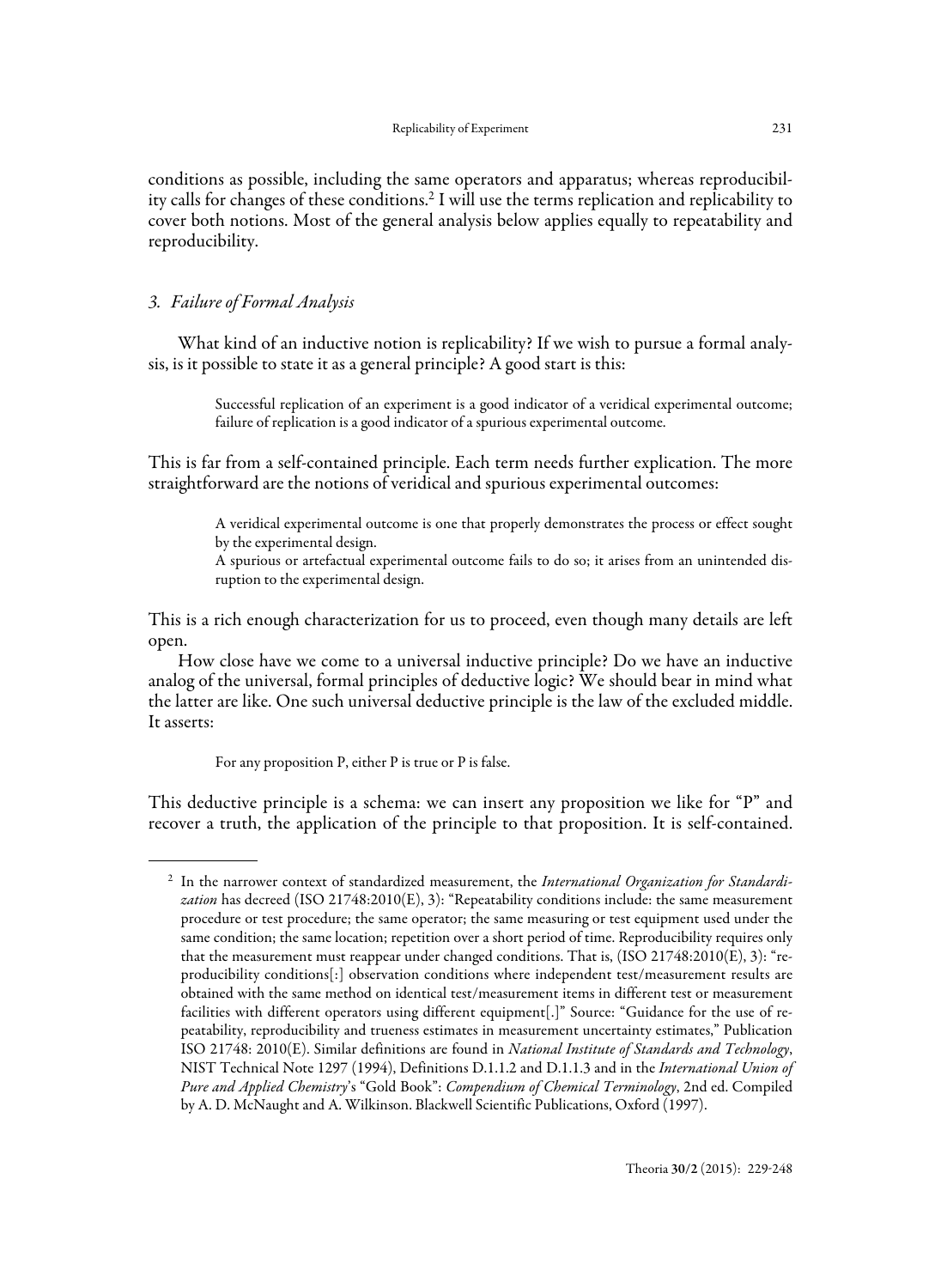conditions as possible, including the same operators and apparatus; whereas reproducibility calls for changes of these conditions.[2] I will use the terms replication and replicability to cover both notions. Most of the general analysis below applies equally to repeatability and reproducibility.

## *3. Failure of Formal Analysis*

What kind of an inductive notion is replicability? If we wish to pursue a formal analysis, is it possible to state it as a general principle? A good start is this:

> Successful replication of an experiment is a good indicator of a veridical experimental outcome; failure of replication is a good indicator of a spurious experimental outcome.

This is far from a self-contained principle. Each term needs further explication. The more straightforward are the notions of veridical and spurious experimental outcomes:

> A veridical experimental outcome is one that properly demonstrates the process or effect sought by the experimental design.
> A spurious or artefactual experimental outcome fails to do so; it arises from an unintended disruption to the experimental design.

This is a rich enough characterization for us to proceed, even though many details are left open.

How close have we come to a universal inductive principle? Do we have an inductive analog of the universal, formal principles of deductive logic? We should bear in mind what the latter are like. One such universal deductive principle is the law of the excluded middle. It asserts:

> For any proposition P, either P is true or P is false.

This deductive principle is a schema: we can insert any proposition we like for "P" and recover a truth, the application of the principle to that proposition. It is self-contained.

---

[2] In the narrower context of standardized measurement, the *International Organization for Standardization* has decreed (ISO 21748:2010(E), 3): "Repeatability conditions include: the same measurement procedure or test procedure; the same operator; the same measuring or test equipment used under the same condition; the same location; repetition over a short period of time. Reproducibility requires only that the measurement must reappear under changed conditions. That is, (ISO 21748:2010(E), 3): "reproducibility conditions[:] observation conditions where independent test/measurement results are obtained with the same method on identical test/measurement items in different test or measurement facilities with different operators using different equipment[.]" Source: "Guidance for the use of repeatability, reproducibility and trueness estimates in measurement uncertainty estimates," Publication ISO 21748: 2010(E). Similar definitions are found in *National Institute of Standards and Technology*, NIST Technical Note 1297 (1994), Definitions D.1.1.2 and D.1.1.3 and in the *International Union of Pure and Applied Chemistry*'s "Gold Book": *Compendium of Chemical Terminology*, 2nd ed. Compiled by A. D. McNaught and A. Wilkinson. Blackwell Scientific Publications, Oxford (1997).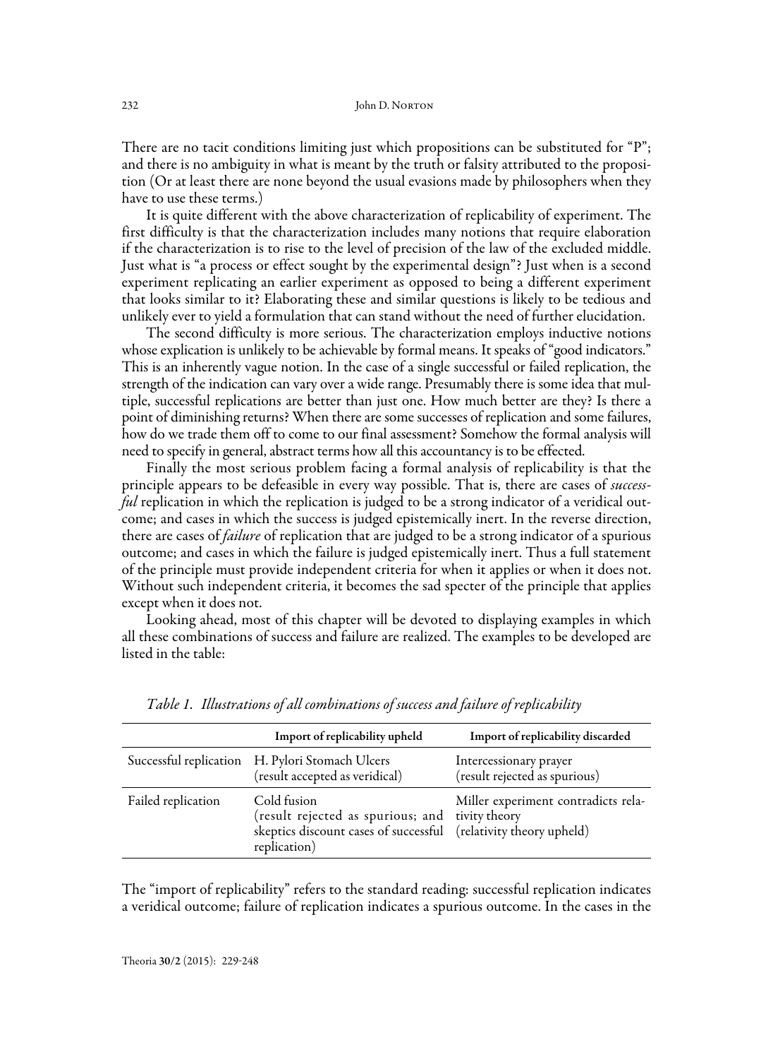There are no tacit conditions limiting just which propositions can be substituted for "P"; and there is no ambiguity in what is meant by the truth or falsity attributed to the proposition (Or at least there are none beyond the usual evasions made by philosophers when they have to use these terms.)

It is quite different with the above characterization of replicability of experiment. The first difficulty is that the characterization includes many notions that require elaboration if the characterization is to rise to the level of precision of the law of the excluded middle. Just what is "a process or effect sought by the experimental design"? Just when is a second experiment replicating an earlier experiment as opposed to being a different experiment that looks similar to it? Elaborating these and similar questions is likely to be tedious and unlikely ever to yield a formulation that can stand without the need of further elucidation.

The second difficulty is more serious. The characterization employs inductive notions whose explication is unlikely to be achievable by formal means. It speaks of "good indicators." This is an inherently vague notion. In the case of a single successful or failed replication, the strength of the indication can vary over a wide range. Presumably there is some idea that multiple, successful replications are better than just one. How much better are they? Is there a point of diminishing returns? When there are some successes of replication and some failures, how do we trade them off to come to our final assessment? Somehow the formal analysis will need to specify in general, abstract terms how all this accountancy is to be effected.

Finally the most serious problem facing a formal analysis of replicability is that the principle appears to be defeasible in every way possible. That is, there are cases of *successful* replication in which the replication is judged to be a strong indicator of a veridical outcome; and cases in which the success is judged epistemically inert. In the reverse direction, there are cases of *failure* of replication that are judged to be a strong indicator of a spurious outcome; and cases in which the failure is judged epistemically inert. Thus a full statement of the principle must provide independent criteria for when it applies or when it does not. Without such independent criteria, it becomes the sad specter of the principle that applies except when it does not.

Looking ahead, most of this chapter will be devoted to displaying examples in which all these combinations of success and failure are realized. The examples to be developed are listed in the table:

*Table 1. Illustrations of all combinations of success and failure of replicability*

| | Import of replicability upheld | Import of replicability discarded |
|---|---|---|
| Successful replication | H. Pylori Stomach Ulcers (result accepted as veridical) | Intercessionary prayer (result rejected as spurious) |
| Failed replication | Cold fusion (result rejected as spurious; and skeptics discount cases of successful replication) | Miller experiment contradicts relativity theory (relativity theory upheld) |

The "import of replicability" refers to the standard reading: successful replication indicates a veridical outcome; failure of replication indicates a spurious outcome. In the cases in the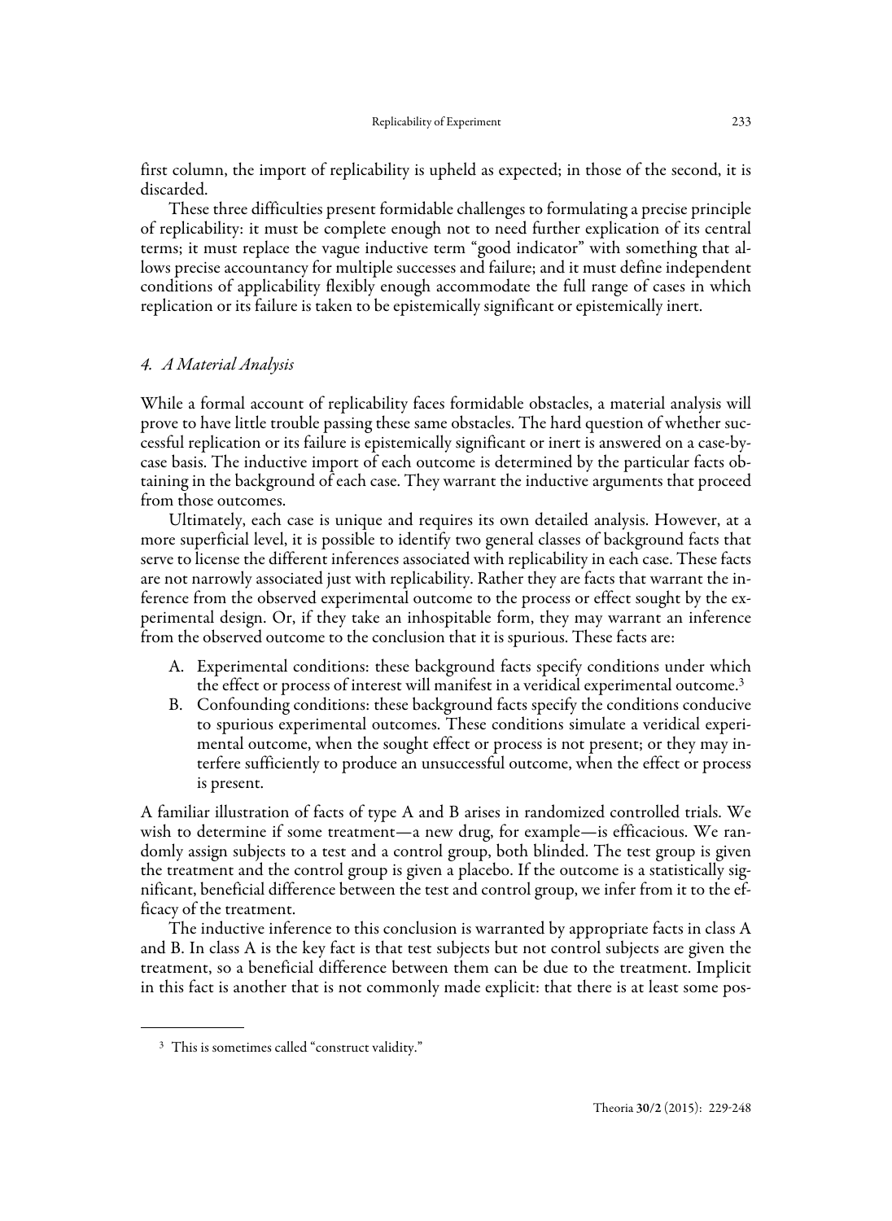first column, the import of replicability is upheld as expected; in those of the second, it is discarded.

These three difficulties present formidable challenges to formulating a precise principle of replicability: it must be complete enough not to need further explication of its central terms; it must replace the vague inductive term "good indicator" with something that allows precise accountancy for multiple successes and failure; and it must define independent conditions of applicability flexibly enough accommodate the full range of cases in which replication or its failure is taken to be epistemically significant or epistemically inert.

## *4. A Material Analysis*

While a formal account of replicability faces formidable obstacles, a material analysis will prove to have little trouble passing these same obstacles. The hard question of whether successful replication or its failure is epistemically significant or inert is answered on a case-by-case basis. The inductive import of each outcome is determined by the particular facts obtaining in the background of each case. They warrant the inductive arguments that proceed from those outcomes.

Ultimately, each case is unique and requires its own detailed analysis. However, at a more superficial level, it is possible to identify two general classes of background facts that serve to license the different inferences associated with replicability in each case. These facts are not narrowly associated just with replicability. Rather they are facts that warrant the inference from the observed experimental outcome to the process or effect sought by the experimental design. Or, if they take an inhospitable form, they may warrant an inference from the observed outcome to the conclusion that it is spurious. These facts are:

A. Experimental conditions: these background facts specify conditions under which the effect or process of interest will manifest in a veridical experimental outcome.[3]
B. Confounding conditions: these background facts specify the conditions conducive to spurious experimental outcomes. These conditions simulate a veridical experimental outcome, when the sought effect or process is not present; or they may interfere sufficiently to produce an unsuccessful outcome, when the effect or process is present.

A familiar illustration of facts of type A and B arises in randomized controlled trials. We wish to determine if some treatment—a new drug, for example—is efficacious. We randomly assign subjects to a test and a control group, both blinded. The test group is given the treatment and the control group is given a placebo. If the outcome is a statistically significant, beneficial difference between the test and control group, we infer from it to the efficacy of the treatment.

The inductive inference to this conclusion is warranted by appropriate facts in class A and B. In class A is the key fact is that test subjects but not control subjects are given the treatment, so a beneficial difference between them can be due to the treatment. Implicit in this fact is another that is not commonly made explicit: that there is at least some pos-

[3] This is sometimes called "construct validity."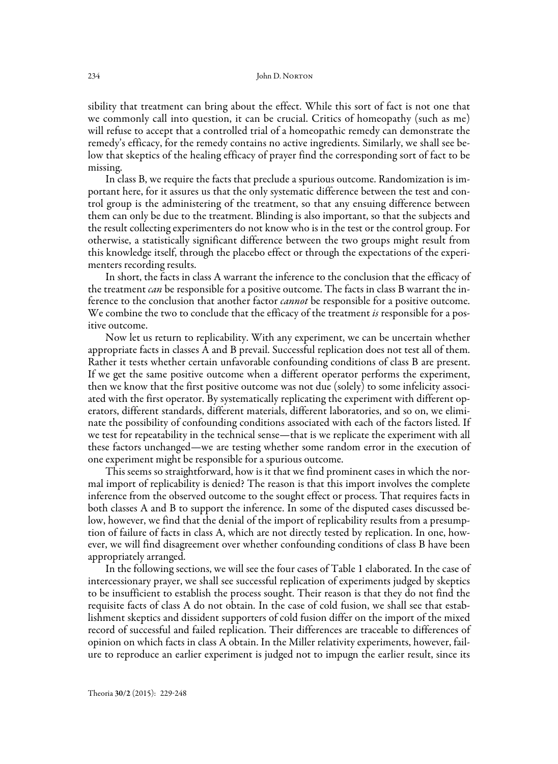sibility that treatment can bring about the effect. While this sort of fact is not one that we commonly call into question, it can be crucial. Critics of homeopathy (such as me) will refuse to accept that a controlled trial of a homeopathic remedy can demonstrate the remedy's efficacy, for the remedy contains no active ingredients. Similarly, we shall see below that skeptics of the healing efficacy of prayer find the corresponding sort of fact to be missing.

In class B, we require the facts that preclude a spurious outcome. Randomization is important here, for it assures us that the only systematic difference between the test and control group is the administering of the treatment, so that any ensuing difference between them can only be due to the treatment. Blinding is also important, so that the subjects and the result collecting experimenters do not know who is in the test or the control group. For otherwise, a statistically significant difference between the two groups might result from this knowledge itself, through the placebo effect or through the expectations of the experimenters recording results.

In short, the facts in class A warrant the inference to the conclusion that the efficacy of the treatment *can* be responsible for a positive outcome. The facts in class B warrant the inference to the conclusion that another factor *cannot* be responsible for a positive outcome. We combine the two to conclude that the efficacy of the treatment *is* responsible for a positive outcome.

Now let us return to replicability. With any experiment, we can be uncertain whether appropriate facts in classes A and B prevail. Successful replication does not test all of them. Rather it tests whether certain unfavorable confounding conditions of class B are present. If we get the same positive outcome when a different operator performs the experiment, then we know that the first positive outcome was not due (solely) to some infelicity associated with the first operator. By systematically replicating the experiment with different operators, different standards, different materials, different laboratories, and so on, we eliminate the possibility of confounding conditions associated with each of the factors listed. If we test for repeatability in the technical sense—that is we replicate the experiment with all these factors unchanged—we are testing whether some random error in the execution of one experiment might be responsible for a spurious outcome.

This seems so straightforward, how is it that we find prominent cases in which the normal import of replicability is denied? The reason is that this import involves the complete inference from the observed outcome to the sought effect or process. That requires facts in both classes A and B to support the inference. In some of the disputed cases discussed below, however, we find that the denial of the import of replicability results from a presumption of failure of facts in class A, which are not directly tested by replication. In one, however, we will find disagreement over whether confounding conditions of class B have been appropriately arranged.

In the following sections, we will see the four cases of Table 1 elaborated. In the case of intercessionary prayer, we shall see successful replication of experiments judged by skeptics to be insufficient to establish the process sought. Their reason is that they do not find the requisite facts of class A do not obtain. In the case of cold fusion, we shall see that establishment skeptics and dissident supporters of cold fusion differ on the import of the mixed record of successful and failed replication. Their differences are traceable to differences of opinion on which facts in class A obtain. In the Miller relativity experiments, however, failure to reproduce an earlier experiment is judged not to impugn the earlier result, since its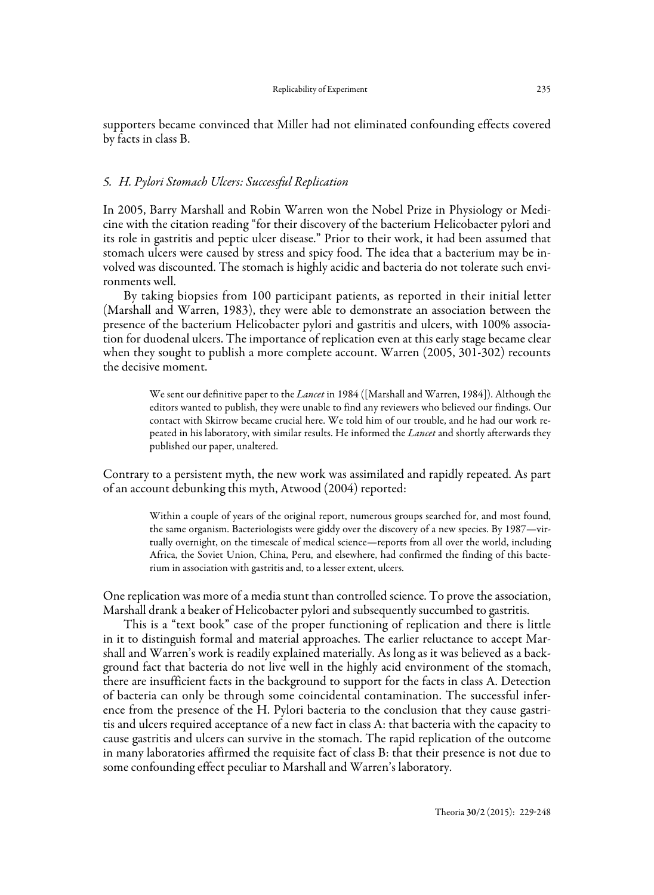supporters became convinced that Miller had not eliminated confounding effects covered by facts in class B.

## *5. H. Pylori Stomach Ulcers: Successful Replication*

In 2005, Barry Marshall and Robin Warren won the Nobel Prize in Physiology or Medicine with the citation reading "for their discovery of the bacterium Helicobacter pylori and its role in gastritis and peptic ulcer disease." Prior to their work, it had been assumed that stomach ulcers were caused by stress and spicy food. The idea that a bacterium may be involved was discounted. The stomach is highly acidic and bacteria do not tolerate such environments well.

By taking biopsies from 100 participant patients, as reported in their initial letter (Marshall and Warren, 1983), they were able to demonstrate an association between the presence of the bacterium Helicobacter pylori and gastritis and ulcers, with 100% association for duodenal ulcers. The importance of replication even at this early stage became clear when they sought to publish a more complete account. Warren (2005, 301-302) recounts the decisive moment.

> We sent our definitive paper to the *Lancet* in 1984 ([Marshall and Warren, 1984]). Although the editors wanted to publish, they were unable to find any reviewers who believed our findings. Our contact with Skirrow became crucial here. We told him of our trouble, and he had our work repeated in his laboratory, with similar results. He informed the *Lancet* and shortly afterwards they published our paper, unaltered.

Contrary to a persistent myth, the new work was assimilated and rapidly repeated. As part of an account debunking this myth, Atwood (2004) reported:

> Within a couple of years of the original report, numerous groups searched for, and most found, the same organism. Bacteriologists were giddy over the discovery of a new species. By 1987—virtually overnight, on the timescale of medical science—reports from all over the world, including Africa, the Soviet Union, China, Peru, and elsewhere, had confirmed the finding of this bacterium in association with gastritis and, to a lesser extent, ulcers.

One replication was more of a media stunt than controlled science. To prove the association, Marshall drank a beaker of Helicobacter pylori and subsequently succumbed to gastritis.

This is a "text book" case of the proper functioning of replication and there is little in it to distinguish formal and material approaches. The earlier reluctance to accept Marshall and Warren's work is readily explained materially. As long as it was believed as a background fact that bacteria do not live well in the highly acid environment of the stomach, there are insufficient facts in the background to support for the facts in class A. Detection of bacteria can only be through some coincidental contamination. The successful inference from the presence of the H. Pylori bacteria to the conclusion that they cause gastritis and ulcers required acceptance of a new fact in class A: that bacteria with the capacity to cause gastritis and ulcers can survive in the stomach. The rapid replication of the outcome in many laboratories affirmed the requisite fact of class B: that their presence is not due to some confounding effect peculiar to Marshall and Warren's laboratory.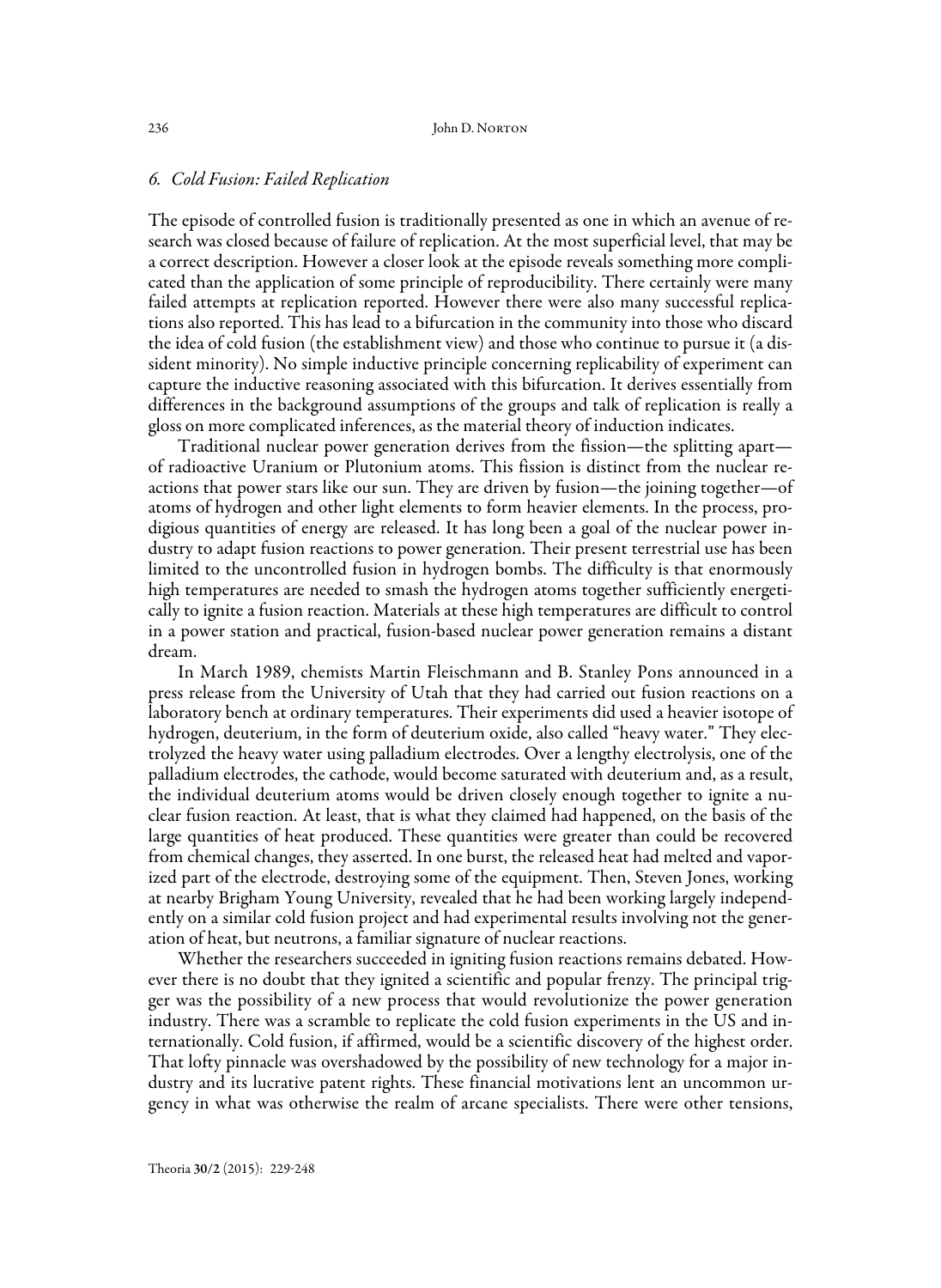## *6. Cold Fusion: Failed Replication*

The episode of controlled fusion is traditionally presented as one in which an avenue of research was closed because of failure of replication. At the most superficial level, that may be a correct description. However a closer look at the episode reveals something more complicated than the application of some principle of reproducibility. There certainly were many failed attempts at replication reported. However there were also many successful replications also reported. This has lead to a bifurcation in the community into those who discard the idea of cold fusion (the establishment view) and those who continue to pursue it (a dissident minority). No simple inductive principle concerning replicability of experiment can capture the inductive reasoning associated with this bifurcation. It derives essentially from differences in the background assumptions of the groups and talk of replication is really a gloss on more complicated inferences, as the material theory of induction indicates.

Traditional nuclear power generation derives from the fission—the splitting apart—of radioactive Uranium or Plutonium atoms. This fission is distinct from the nuclear reactions that power stars like our sun. They are driven by fusion—the joining together—of atoms of hydrogen and other light elements to form heavier elements. In the process, prodigious quantities of energy are released. It has long been a goal of the nuclear power industry to adapt fusion reactions to power generation. Their present terrestrial use has been limited to the uncontrolled fusion in hydrogen bombs. The difficulty is that enormously high temperatures are needed to smash the hydrogen atoms together sufficiently energetically to ignite a fusion reaction. Materials at these high temperatures are difficult to control in a power station and practical, fusion-based nuclear power generation remains a distant dream.

In March 1989, chemists Martin Fleischmann and B. Stanley Pons announced in a press release from the University of Utah that they had carried out fusion reactions on a laboratory bench at ordinary temperatures. Their experiments did used a heavier isotope of hydrogen, deuterium, in the form of deuterium oxide, also called "heavy water." They electrolyzed the heavy water using palladium electrodes. Over a lengthy electrolysis, one of the palladium electrodes, the cathode, would become saturated with deuterium and, as a result, the individual deuterium atoms would be driven closely enough together to ignite a nuclear fusion reaction. At least, that is what they claimed had happened, on the basis of the large quantities of heat produced. These quantities were greater than could be recovered from chemical changes, they asserted. In one burst, the released heat had melted and vaporized part of the electrode, destroying some of the equipment. Then, Steven Jones, working at nearby Brigham Young University, revealed that he had been working largely independently on a similar cold fusion project and had experimental results involving not the generation of heat, but neutrons, a familiar signature of nuclear reactions.

Whether the researchers succeeded in igniting fusion reactions remains debated. However there is no doubt that they ignited a scientific and popular frenzy. The principal trigger was the possibility of a new process that would revolutionize the power generation industry. There was a scramble to replicate the cold fusion experiments in the US and internationally. Cold fusion, if affirmed, would be a scientific discovery of the highest order. That lofty pinnacle was overshadowed by the possibility of new technology for a major industry and its lucrative patent rights. These financial motivations lent an uncommon urgency in what was otherwise the realm of arcane specialists. There were other tensions,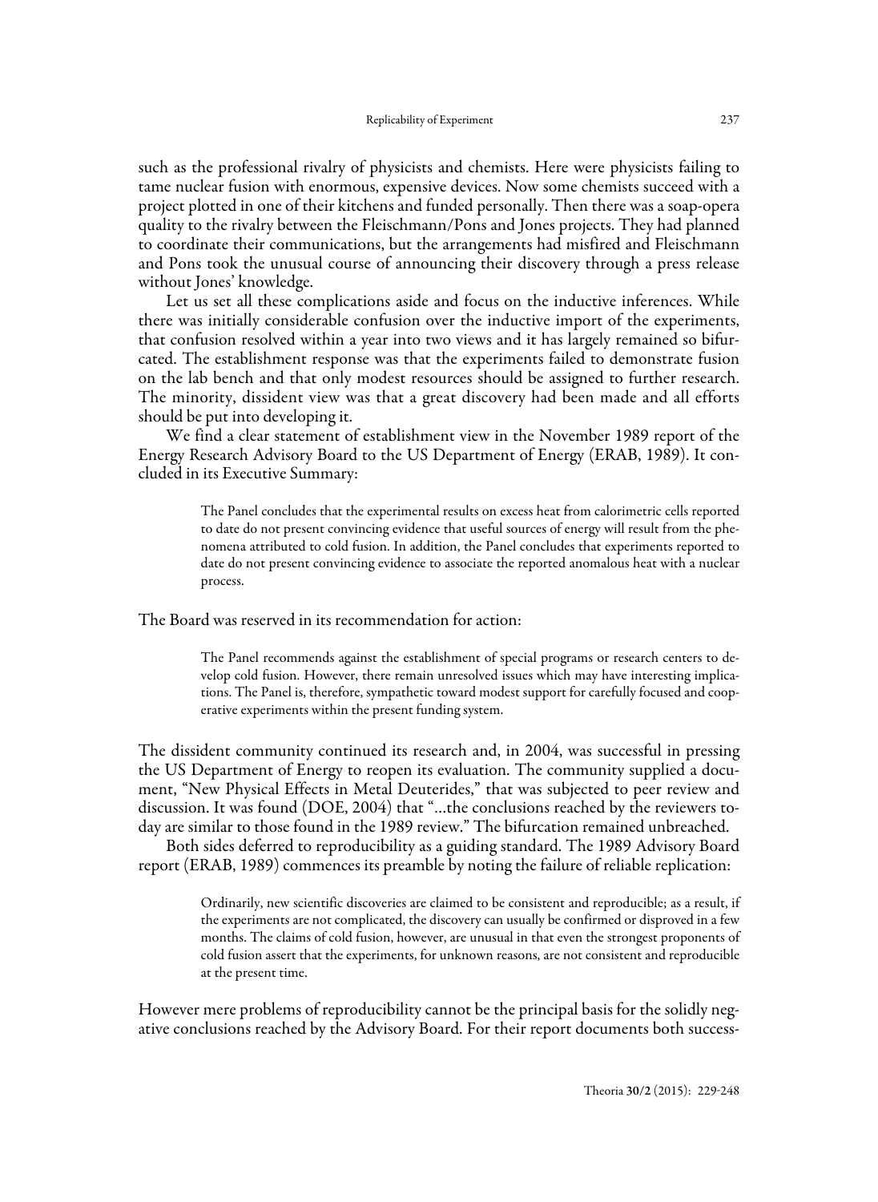such as the professional rivalry of physicists and chemists. Here were physicists failing to tame nuclear fusion with enormous, expensive devices. Now some chemists succeed with a project plotted in one of their kitchens and funded personally. Then there was a soap-opera quality to the rivalry between the Fleischmann/Pons and Jones projects. They had planned to coordinate their communications, but the arrangements had misfired and Fleischmann and Pons took the unusual course of announcing their discovery through a press release without Jones' knowledge.

Let us set all these complications aside and focus on the inductive inferences. While there was initially considerable confusion over the inductive import of the experiments, that confusion resolved within a year into two views and it has largely remained so bifurcated. The establishment response was that the experiments failed to demonstrate fusion on the lab bench and that only modest resources should be assigned to further research. The minority, dissident view was that a great discovery had been made and all efforts should be put into developing it.

We find a clear statement of establishment view in the November 1989 report of the Energy Research Advisory Board to the US Department of Energy (ERAB, 1989). It concluded in its Executive Summary:

> The Panel concludes that the experimental results on excess heat from calorimetric cells reported to date do not present convincing evidence that useful sources of energy will result from the phenomena attributed to cold fusion. In addition, the Panel concludes that experiments reported to date do not present convincing evidence to associate the reported anomalous heat with a nuclear process.

The Board was reserved in its recommendation for action:

> The Panel recommends against the establishment of special programs or research centers to develop cold fusion. However, there remain unresolved issues which may have interesting implications. The Panel is, therefore, sympathetic toward modest support for carefully focused and cooperative experiments within the present funding system.

The dissident community continued its research and, in 2004, was successful in pressing the US Department of Energy to reopen its evaluation. The community supplied a document, "New Physical Effects in Metal Deuterides," that was subjected to peer review and discussion. It was found (DOE, 2004) that "...the conclusions reached by the reviewers today are similar to those found in the 1989 review." The bifurcation remained unbreached.

Both sides deferred to reproducibility as a guiding standard. The 1989 Advisory Board report (ERAB, 1989) commences its preamble by noting the failure of reliable replication:

> Ordinarily, new scientific discoveries are claimed to be consistent and reproducible; as a result, if the experiments are not complicated, the discovery can usually be confirmed or disproved in a few months. The claims of cold fusion, however, are unusual in that even the strongest proponents of cold fusion assert that the experiments, for unknown reasons, are not consistent and reproducible at the present time.

However mere problems of reproducibility cannot be the principal basis for the solidly negative conclusions reached by the Advisory Board. For their report documents both success-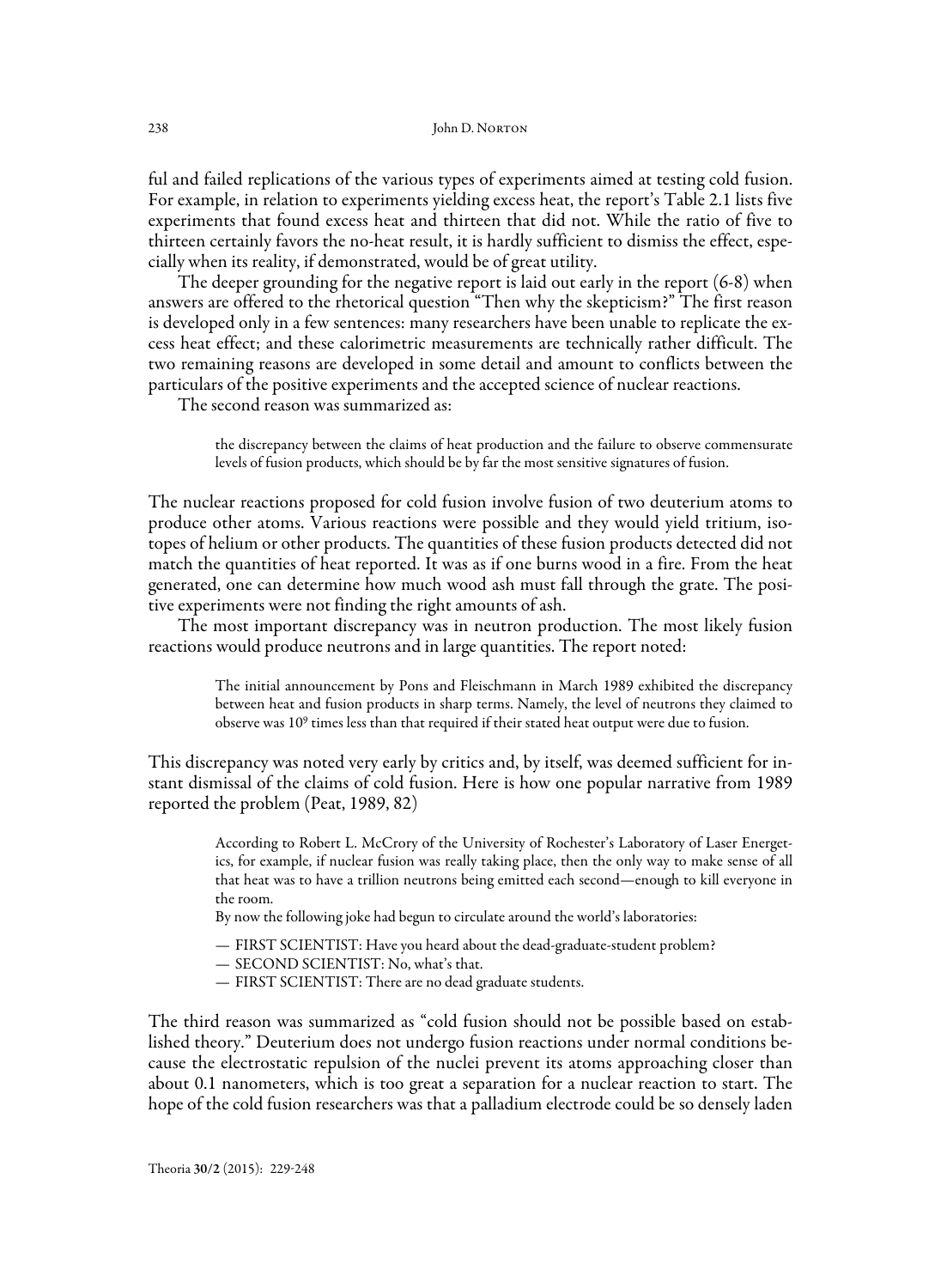ful and failed replications of the various types of experiments aimed at testing cold fusion. For example, in relation to experiments yielding excess heat, the report's Table 2.1 lists five experiments that found excess heat and thirteen that did not. While the ratio of five to thirteen certainly favors the no-heat result, it is hardly sufficient to dismiss the effect, especially when its reality, if demonstrated, would be of great utility.

The deeper grounding for the negative report is laid out early in the report (6-8) when answers are offered to the rhetorical question "Then why the skepticism?" The first reason is developed only in a few sentences: many researchers have been unable to replicate the excess heat effect; and these calorimetric measurements are technically rather difficult. The two remaining reasons are developed in some detail and amount to conflicts between the particulars of the positive experiments and the accepted science of nuclear reactions.

The second reason was summarized as:

> the discrepancy between the claims of heat production and the failure to observe commensurate levels of fusion products, which should be by far the most sensitive signatures of fusion.

The nuclear reactions proposed for cold fusion involve fusion of two deuterium atoms to produce other atoms. Various reactions were possible and they would yield tritium, isotopes of helium or other products. The quantities of these fusion products detected did not match the quantities of heat reported. It was as if one burns wood in a fire. From the heat generated, one can determine how much wood ash must fall through the grate. The positive experiments were not finding the right amounts of ash.

The most important discrepancy was in neutron production. The most likely fusion reactions would produce neutrons and in large quantities. The report noted:

> The initial announcement by Pons and Fleischmann in March 1989 exhibited the discrepancy between heat and fusion products in sharp terms. Namely, the level of neutrons they claimed to observe was $10^9$ times less than that required if their stated heat output were due to fusion.

This discrepancy was noted very early by critics and, by itself, was deemed sufficient for instant dismissal of the claims of cold fusion. Here is how one popular narrative from 1989 reported the problem (Peat, 1989, 82)

> According to Robert L. McCrory of the University of Rochester's Laboratory of Laser Energetics, for example, if nuclear fusion was really taking place, then the only way to make sense of all that heat was to have a trillion neutrons being emitted each second—enough to kill everyone in the room.
>
> By now the following joke had begun to circulate around the world's laboratories:
>
> — FIRST SCIENTIST: Have you heard about the dead-graduate-student problem?
>
> — SECOND SCIENTIST: No, what's that.
>
> — FIRST SCIENTIST: There are no dead graduate students.

The third reason was summarized as "cold fusion should not be possible based on established theory." Deuterium does not undergo fusion reactions under normal conditions because the electrostatic repulsion of the nuclei prevent its atoms approaching closer than about 0.1 nanometers, which is too great a separation for a nuclear reaction to start. The hope of the cold fusion researchers was that a palladium electrode could be so densely laden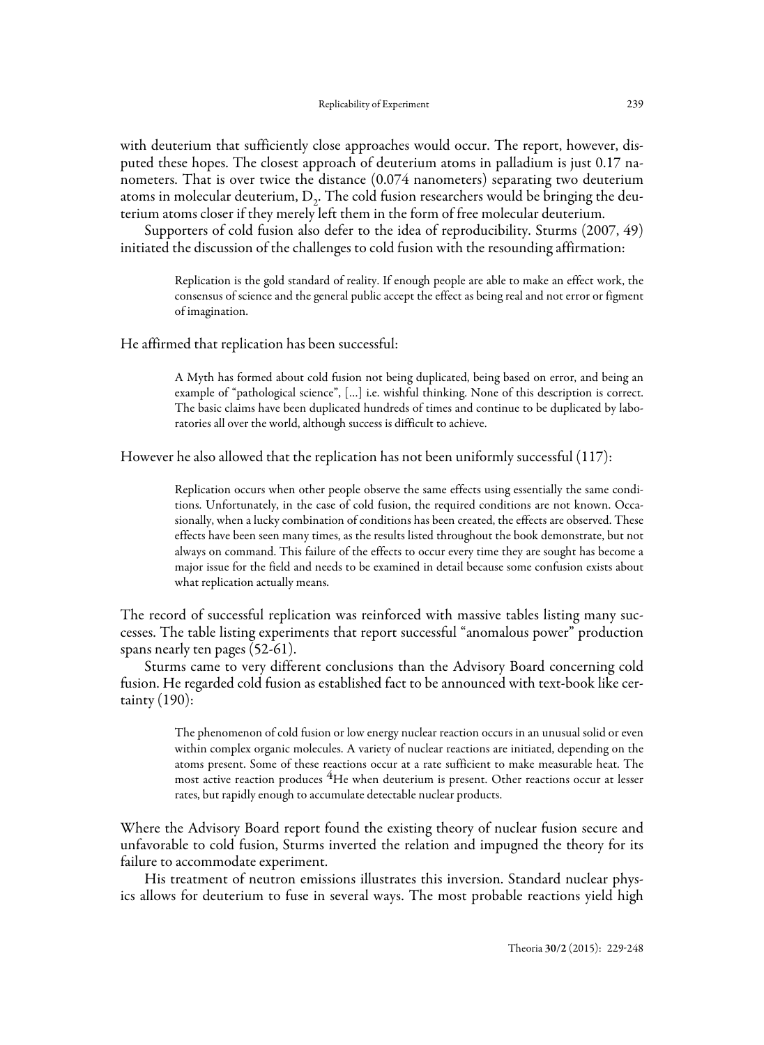with deuterium that sufficiently close approaches would occur. The report, however, disputed these hopes. The closest approach of deuterium atoms in palladium is just 0.17 nanometers. That is over twice the distance (0.074 nanometers) separating two deuterium atoms in molecular deuterium, $D_2$. The cold fusion researchers would be bringing the deuterium atoms closer if they merely left them in the form of free molecular deuterium.

Supporters of cold fusion also defer to the idea of reproducibility. Sturms (2007, 49) initiated the discussion of the challenges to cold fusion with the resounding affirmation:

> Replication is the gold standard of reality. If enough people are able to make an effect work, the consensus of science and the general public accept the effect as being real and not error or figment of imagination.

He affirmed that replication has been successful:

> A Myth has formed about cold fusion not being duplicated, being based on error, and being an example of "pathological science", [...] i.e. wishful thinking. None of this description is correct. The basic claims have been duplicated hundreds of times and continue to be duplicated by laboratories all over the world, although success is difficult to achieve.

However he also allowed that the replication has not been uniformly successful (117):

> Replication occurs when other people observe the same effects using essentially the same conditions. Unfortunately, in the case of cold fusion, the required conditions are not known. Occasionally, when a lucky combination of conditions has been created, the effects are observed. These effects have been seen many times, as the results listed throughout the book demonstrate, but not always on command. This failure of the effects to occur every time they are sought has become a major issue for the field and needs to be examined in detail because some confusion exists about what replication actually means.

The record of successful replication was reinforced with massive tables listing many successes. The table listing experiments that report successful "anomalous power" production spans nearly ten pages (52-61).

Sturms came to very different conclusions than the Advisory Board concerning cold fusion. He regarded cold fusion as established fact to be announced with text-book like certainty (190):

> The phenomenon of cold fusion or low energy nuclear reaction occurs in an unusual solid or even within complex organic molecules. A variety of nuclear reactions are initiated, depending on the atoms present. Some of these reactions occur at a rate sufficient to make measurable heat. The most active reaction produces $^4He$ when deuterium is present. Other reactions occur at lesser rates, but rapidly enough to accumulate detectable nuclear products.

Where the Advisory Board report found the existing theory of nuclear fusion secure and unfavorable to cold fusion, Sturms inverted the relation and impugned the theory for its failure to accommodate experiment.

His treatment of neutron emissions illustrates this inversion. Standard nuclear physics allows for deuterium to fuse in several ways. The most probable reactions yield high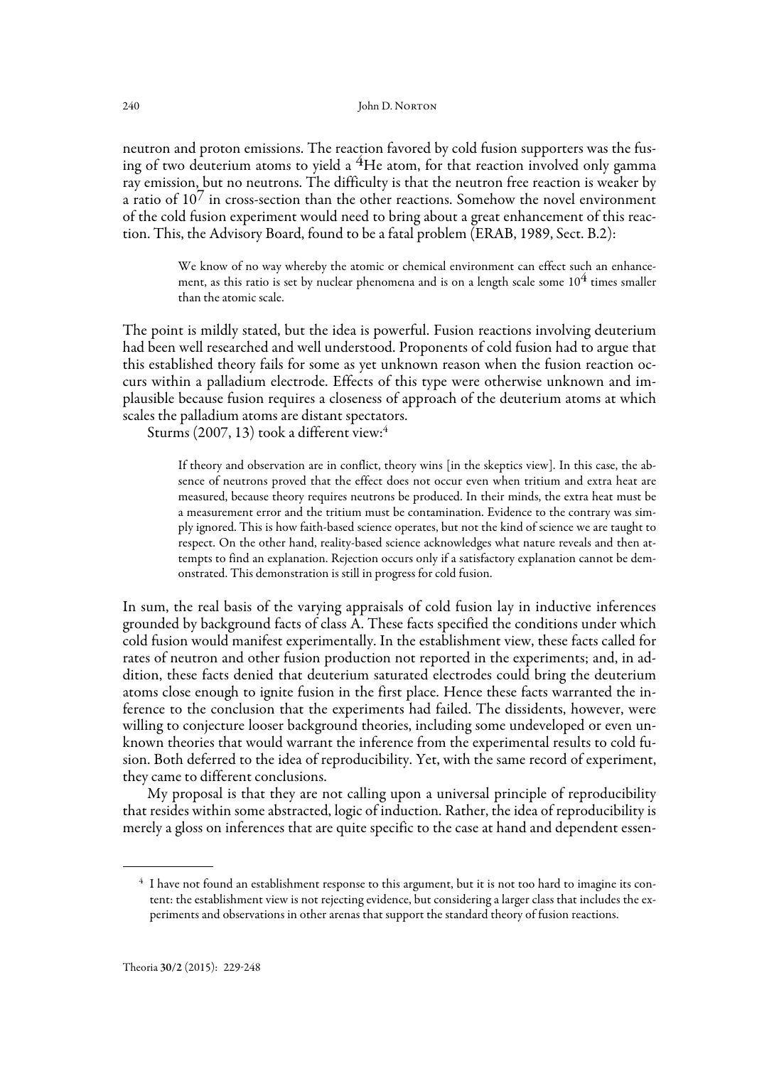neutron and proton emissions. The reaction favored by cold fusion supporters was the fusing of two deuterium atoms to yield a $^{4}He$ atom, for that reaction involved only gamma ray emission, but no neutrons. The difficulty is that the neutron free reaction is weaker by a ratio of $10^7$ in cross-section than the other reactions. Somehow the novel environment of the cold fusion experiment would need to bring about a great enhancement of this reaction. This, the Advisory Board, found to be a fatal problem (ERAB, 1989, Sect. B.2):

> We know of no way whereby the atomic or chemical environment can effect such an enhancement, as this ratio is set by nuclear phenomena and is on a length scale some $10^4$ times smaller than the atomic scale.

The point is mildly stated, but the idea is powerful. Fusion reactions involving deuterium had been well researched and well understood. Proponents of cold fusion had to argue that this established theory fails for some as yet unknown reason when the fusion reaction occurs within a palladium electrode. Effects of this type were otherwise unknown and implausible because fusion requires a closeness of approach of the deuterium atoms at which scales the palladium atoms are distant spectators.

Sturms (2007, 13) took a different view:[4]

> If theory and observation are in conflict, theory wins [in the skeptics view]. In this case, the absence of neutrons proved that the effect does not occur even when tritium and extra heat are measured, because theory requires neutrons be produced. In their minds, the extra heat must be a measurement error and the tritium must be contamination. Evidence to the contrary was simply ignored. This is how faith-based science operates, but not the kind of science we are taught to respect. On the other hand, reality-based science acknowledges what nature reveals and then attempts to find an explanation. Rejection occurs only if a satisfactory explanation cannot be demonstrated. This demonstration is still in progress for cold fusion.

In sum, the real basis of the varying appraisals of cold fusion lay in inductive inferences grounded by background facts of class A. These facts specified the conditions under which cold fusion would manifest experimentally. In the establishment view, these facts called for rates of neutron and other fusion production not reported in the experiments; and, in addition, these facts denied that deuterium saturated electrodes could bring the deuterium atoms close enough to ignite fusion in the first place. Hence these facts warranted the inference to the conclusion that the experiments had failed. The dissidents, however, were willing to conjecture looser background theories, including some undeveloped or even unknown theories that would warrant the inference from the experimental results to cold fusion. Both deferred to the idea of reproducibility. Yet, with the same record of experiment, they came to different conclusions.

My proposal is that they are not calling upon a universal principle of reproducibility that resides within some abstracted, logic of induction. Rather, the idea of reproducibility is merely a gloss on inferences that are quite specific to the case at hand and dependent essen-

[4] I have not found an establishment response to this argument, but it is not too hard to imagine its content: the establishment view is not rejecting evidence, but considering a larger class that includes the experiments and observations in other arenas that support the standard theory of fusion reactions.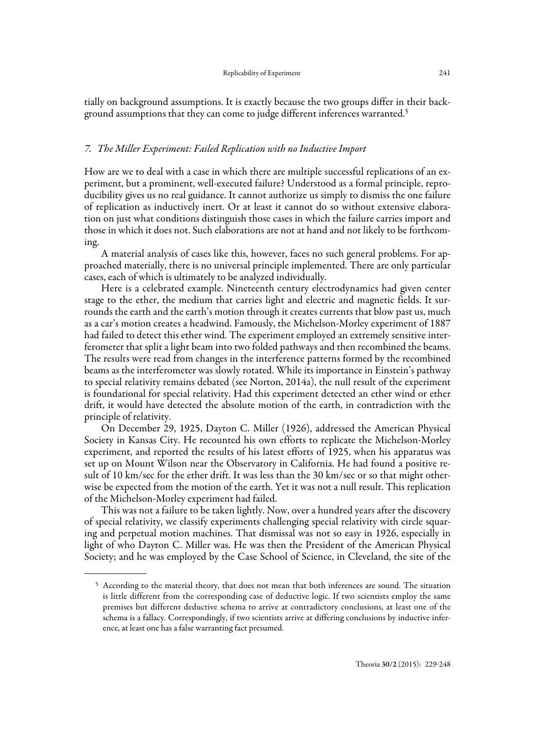tially on background assumptions. It is exactly because the two groups differ in their background assumptions that they can come to judge different inferences warranted.[5]

### *7. The Miller Experiment: Failed Replication with no Inductive Import*

How are we to deal with a case in which there are multiple successful replications of an experiment, but a prominent, well-executed failure? Understood as a formal principle, reproducibility gives us no real guidance. It cannot authorize us simply to dismiss the one failure of replication as inductively inert. Or at least it cannot do so without extensive elaboration on just what conditions distinguish those cases in which the failure carries import and those in which it does not. Such elaborations are not at hand and not likely to be forthcoming.

A material analysis of cases like this, however, faces no such general problems. For approached materially, there is no universal principle implemented. There are only particular cases, each of which is ultimately to be analyzed individually.

Here is a celebrated example. Nineteenth century electrodynamics had given center stage to the ether, the medium that carries light and electric and magnetic fields. It surrounds the earth and the earth's motion through it creates currents that blow past us, much as a car's motion creates a headwind. Famously, the Michelson-Morley experiment of 1887 had failed to detect this ether wind. The experiment employed an extremely sensitive interferometer that split a light beam into two folded pathways and then recombined the beams. The results were read from changes in the interference patterns formed by the recombined beams as the interferometer was slowly rotated. While its importance in Einstein's pathway to special relativity remains debated (see Norton, 2014a), the null result of the experiment is foundational for special relativity. Had this experiment detected an ether wind or ether drift, it would have detected the absolute motion of the earth, in contradiction with the principle of relativity.

On December 29, 1925, Dayton C. Miller (1926), addressed the American Physical Society in Kansas City. He recounted his own efforts to replicate the Michelson-Morley experiment, and reported the results of his latest efforts of 1925, when his apparatus was set up on Mount Wilson near the Observatory in California. He had found a positive result of 10 km/sec for the ether drift. It was less than the 30 km/sec or so that might otherwise be expected from the motion of the earth. Yet it was not a null result. This replication of the Michelson-Morley experiment had failed.

This was not a failure to be taken lightly. Now, over a hundred years after the discovery of special relativity, we classify experiments challenging special relativity with circle squaring and perpetual motion machines. That dismissal was not so easy in 1926, especially in light of who Dayton C. Miller was. He was then the President of the American Physical Society; and he was employed by the Case School of Science, in Cleveland, the site of the

---

[5] According to the material theory, that does not mean that both inferences are sound. The situation is little different from the corresponding case of deductive logic. If two scientists employ the same premises but different deductive schema to arrive at contradictory conclusions, at least one of the schema is a fallacy. Correspondingly, if two scientists arrive at differing conclusions by inductive inference, at least one has a false warranting fact presumed.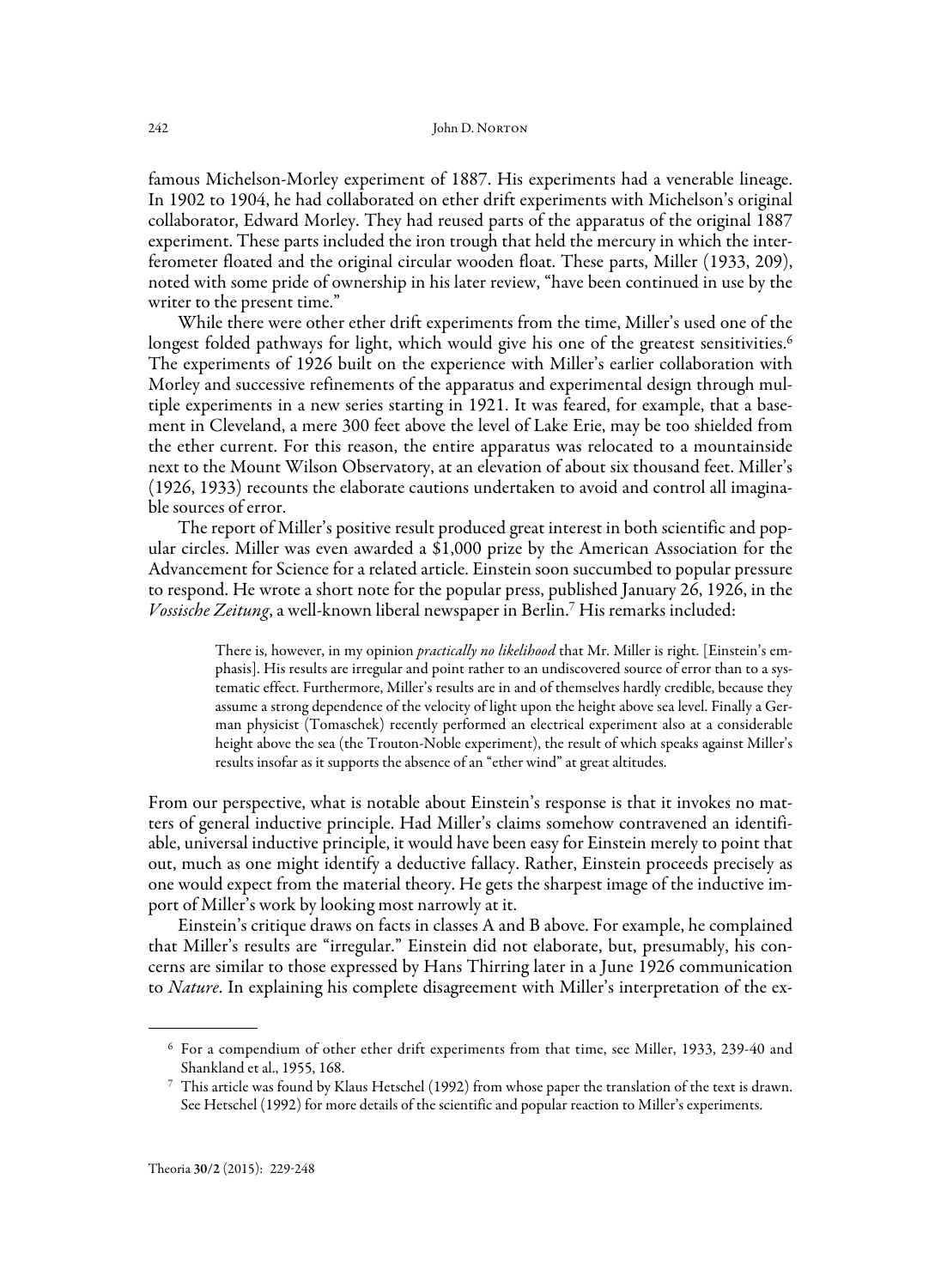famous Michelson-Morley experiment of 1887. His experiments had a venerable lineage. In 1902 to 1904, he had collaborated on ether drift experiments with Michelson's original collaborator, Edward Morley. They had reused parts of the apparatus of the original 1887 experiment. These parts included the iron trough that held the mercury in which the interferometer floated and the original circular wooden float. These parts, Miller (1933, 209), noted with some pride of ownership in his later review, "have been continued in use by the writer to the present time."

While there were other ether drift experiments from the time, Miller's used one of the longest folded pathways for light, which would give his one of the greatest sensitivities.[6] The experiments of 1926 built on the experience with Miller's earlier collaboration with Morley and successive refinements of the apparatus and experimental design through multiple experiments in a new series starting in 1921. It was feared, for example, that a basement in Cleveland, a mere 300 feet above the level of Lake Erie, may be too shielded from the ether current. For this reason, the entire apparatus was relocated to a mountainside next to the Mount Wilson Observatory, at an elevation of about six thousand feet. Miller's (1926, 1933) recounts the elaborate cautions undertaken to avoid and control all imaginable sources of error.

The report of Miller's positive result produced great interest in both scientific and popular circles. Miller was even awarded a $1,000 prize by the American Association for the Advancement for Science for a related article. Einstein soon succumbed to popular pressure to respond. He wrote a short note for the popular press, published January 26, 1926, in the *Vossische Zeitung*, a well-known liberal newspaper in Berlin.[7] His remarks included:

> There is, however, in my opinion *practically no likelihood* that Mr. Miller is right. [Einstein's emphasis]. His results are irregular and point rather to an undiscovered source of error than to a systematic effect. Furthermore, Miller's results are in and of themselves hardly credible, because they assume a strong dependence of the velocity of light upon the height above sea level. Finally a German physicist (Tomaschek) recently performed an electrical experiment also at a considerable height above the sea (the Trouton-Noble experiment), the result of which speaks against Miller's results insofar as it supports the absence of an "ether wind" at great altitudes.

From our perspective, what is notable about Einstein's response is that it invokes no matters of general inductive principle. Had Miller's claims somehow contravened an identifiable, universal inductive principle, it would have been easy for Einstein merely to point that out, much as one might identify a deductive fallacy. Rather, Einstein proceeds precisely as one would expect from the material theory. He gets the sharpest image of the inductive import of Miller's work by looking most narrowly at it.

Einstein's critique draws on facts in classes A and B above. For example, he complained that Miller's results are "irregular." Einstein did not elaborate, but, presumably, his concerns are similar to those expressed by Hans Thirring later in a June 1926 communication to *Nature*. In explaining his complete disagreement with Miller's interpretation of the ex-

---

[6] For a compendium of other ether drift experiments from that time, see Miller, 1933, 239-40 and Shankland et al., 1955, 168.

[7] This article was found by Klaus Hetschel (1992) from whose paper the translation of the text is drawn. See Hetschel (1992) for more details of the scientific and popular reaction to Miller's experiments.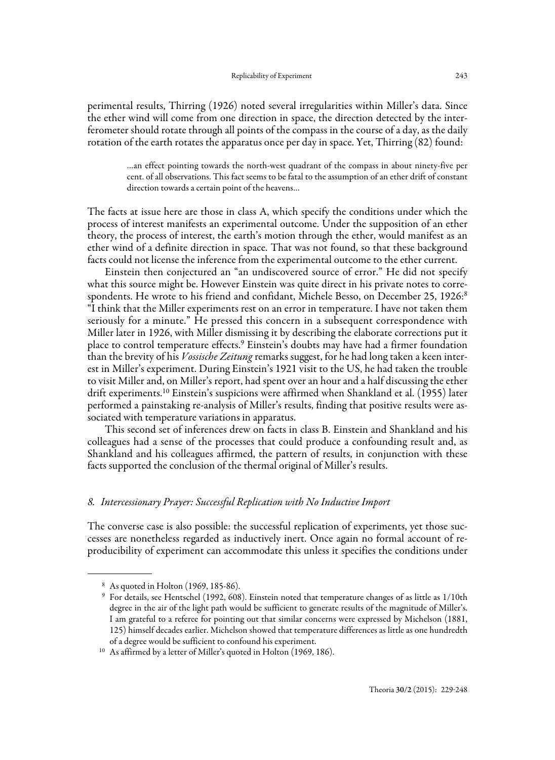perimental results, Thirring (1926) noted several irregularities within Miller's data. Since the ether wind will come from one direction in space, the direction detected by the interferometer should rotate through all points of the compass in the course of a day, as the daily rotation of the earth rotates the apparatus once per day in space. Yet, Thirring (82) found:

> …an effect pointing towards the north-west quadrant of the compass in about ninety-five per cent. of all observations. This fact seems to be fatal to the assumption of an ether drift of constant direction towards a certain point of the heavens…

The facts at issue here are those in class A, which specify the conditions under which the process of interest manifests an experimental outcome. Under the supposition of an ether theory, the process of interest, the earth's motion through the ether, would manifest as an ether wind of a definite direction in space. That was not found, so that these background facts could not license the inference from the experimental outcome to the ether current.

Einstein then conjectured an "an undiscovered source of error." He did not specify what this source might be. However Einstein was quite direct in his private notes to correspondents. He wrote to his friend and confidant, Michele Besso, on December 25, 1926:[8] "I think that the Miller experiments rest on an error in temperature. I have not taken them seriously for a minute." He pressed this concern in a subsequent correspondence with Miller later in 1926, with Miller dismissing it by describing the elaborate corrections put it place to control temperature effects.[9] Einstein's doubts may have had a firmer foundation than the brevity of his *Vossische Zeitung* remarks suggest, for he had long taken a keen interest in Miller's experiment. During Einstein's 1921 visit to the US, he had taken the trouble to visit Miller and, on Miller's report, had spent over an hour and a half discussing the ether drift experiments.[10] Einstein's suspicions were affirmed when Shankland et al. (1955) later performed a painstaking re-analysis of Miller's results, finding that positive results were associated with temperature variations in apparatus.

This second set of inferences drew on facts in class B. Einstein and Shankland and his colleagues had a sense of the processes that could produce a confounding result and, as Shankland and his colleagues affirmed, the pattern of results, in conjunction with these facts supported the conclusion of the thermal original of Miller's results.

## 8. *Intercessionary Prayer: Successful Replication with No Inductive Import*

The converse case is also possible: the successful replication of experiments, yet those successes are nonetheless regarded as inductively inert. Once again no formal account of reproducibility of experiment can accommodate this unless it specifies the conditions under

---

[8] As quoted in Holton (1969, 185-86).

[9] For details, see Hentschel (1992, 608). Einstein noted that temperature changes of as little as 1/10th degree in the air of the light path would be sufficient to generate results of the magnitude of Miller's. I am grateful to a referee for pointing out that similar concerns were expressed by Michelson (1881, 125) himself decades earlier. Michelson showed that temperature differences as little as one hundredth of a degree would be sufficient to confound his experiment.

[10] As affirmed by a letter of Miller's quoted in Holton (1969, 186).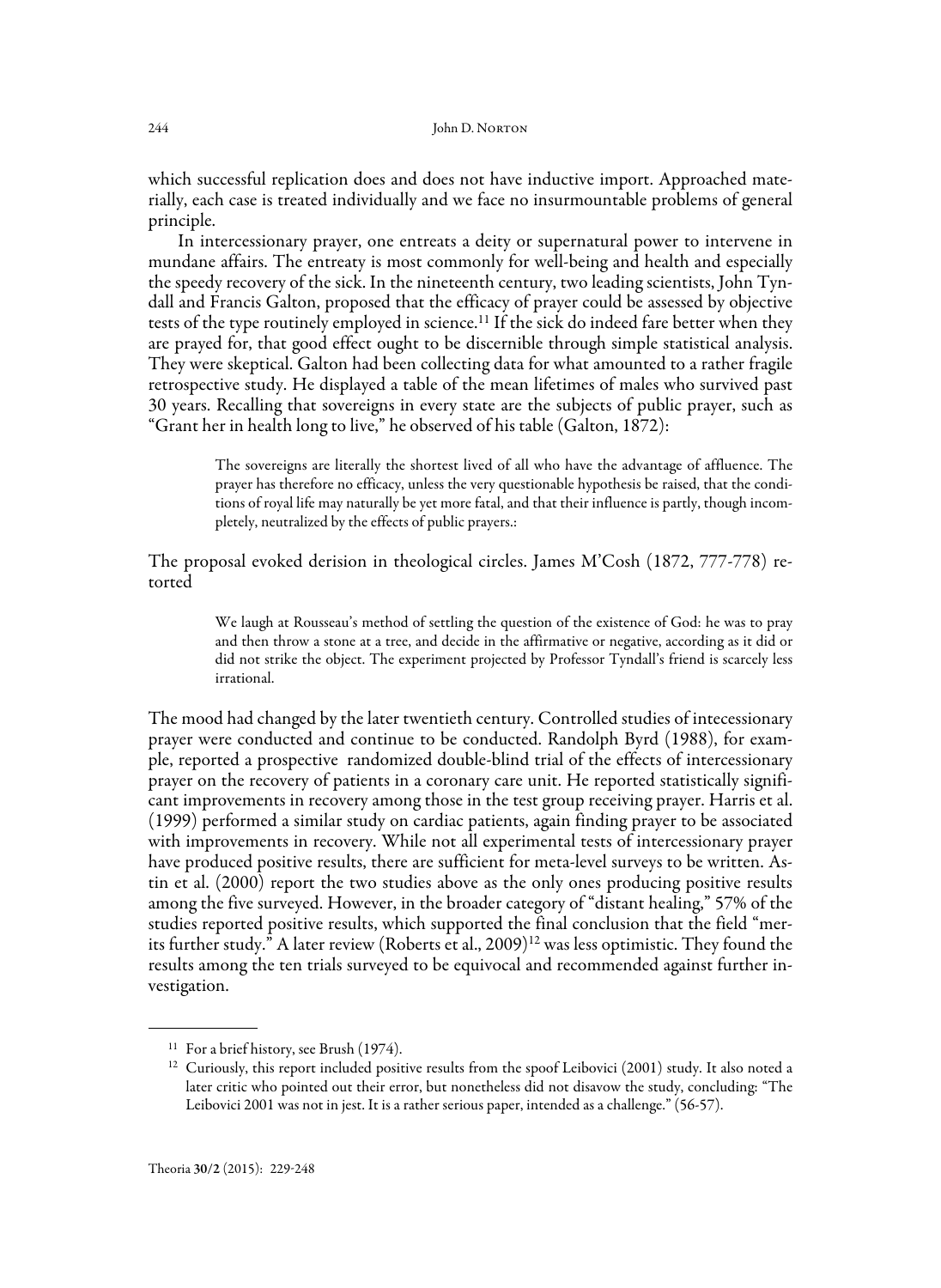which successful replication does and does not have inductive import. Approached materially, each case is treated individually and we face no insurmountable problems of general principle.

In intercessionary prayer, one entreats a deity or supernatural power to intervene in mundane affairs. The entreaty is most commonly for well-being and health and especially the speedy recovery of the sick. In the nineteenth century, two leading scientists, John Tyndall and Francis Galton, proposed that the efficacy of prayer could be assessed by objective tests of the type routinely employed in science.[11] If the sick do indeed fare better when they are prayed for, that good effect ought to be discernible through simple statistical analysis. They were skeptical. Galton had been collecting data for what amounted to a rather fragile retrospective study. He displayed a table of the mean lifetimes of males who survived past 30 years. Recalling that sovereigns in every state are the subjects of public prayer, such as "Grant her in health long to live," he observed of his table (Galton, 1872):

> The sovereigns are literally the shortest lived of all who have the advantage of affluence. The prayer has therefore no efficacy, unless the very questionable hypothesis be raised, that the conditions of royal life may naturally be yet more fatal, and that their influence is partly, though incompletely, neutralized by the effects of public prayers.:

The proposal evoked derision in theological circles. James M'Cosh (1872, 777-778) retorted

> We laugh at Rousseau's method of settling the question of the existence of God: he was to pray and then throw a stone at a tree, and decide in the affirmative or negative, according as it did or did not strike the object. The experiment projected by Professor Tyndall's friend is scarcely less irrational.

The mood had changed by the later twentieth century. Controlled studies of intecessionary prayer were conducted and continue to be conducted. Randolph Byrd (1988), for example, reported a prospective randomized double-blind trial of the effects of intercessionary prayer on the recovery of patients in a coronary care unit. He reported statistically significant improvements in recovery among those in the test group receiving prayer. Harris et al. (1999) performed a similar study on cardiac patients, again finding prayer to be associated with improvements in recovery. While not all experimental tests of intercessionary prayer have produced positive results, there are sufficient for meta-level surveys to be written. Astin et al. (2000) report the two studies above as the only ones producing positive results among the five surveyed. However, in the broader category of "distant healing," 57% of the studies reported positive results, which supported the final conclusion that the field "merits further study." A later review (Roberts et al., 2009)[12] was less optimistic. They found the results among the ten trials surveyed to be equivocal and recommended against further investigation.

---

[11] For a brief history, see Brush (1974).

[12] Curiously, this report included positive results from the spoof Leibovici (2001) study. It also noted a later critic who pointed out their error, but nonetheless did not disavow the study, concluding: "The Leibovici 2001 was not in jest. It is a rather serious paper, intended as a challenge." (56-57).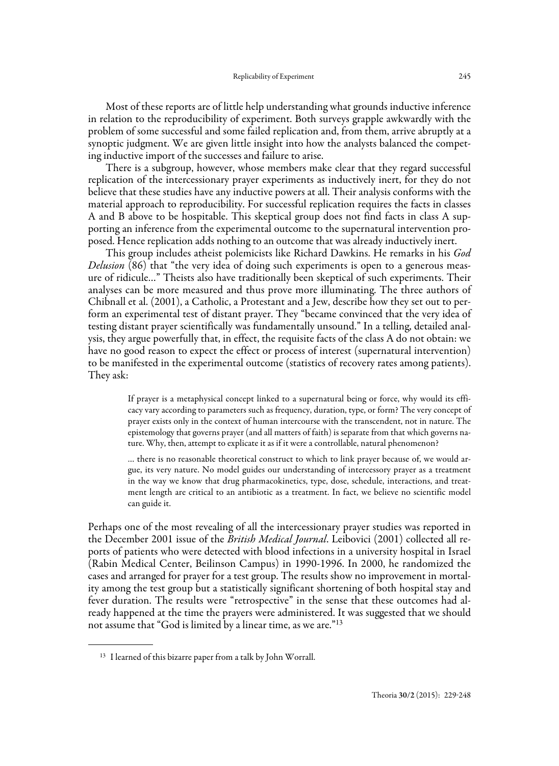Most of these reports are of little help understanding what grounds inductive inference in relation to the reproducibility of experiment. Both surveys grapple awkwardly with the problem of some successful and some failed replication and, from them, arrive abruptly at a synoptic judgment. We are given little insight into how the analysts balanced the competing inductive import of the successes and failure to arise.

There is a subgroup, however, whose members make clear that they regard successful replication of the intercessionary prayer experiments as inductively inert, for they do not believe that these studies have any inductive powers at all. Their analysis conforms with the material approach to reproducibility. For successful replication requires the facts in classes A and B above to be hospitable. This skeptical group does not find facts in class A supporting an inference from the experimental outcome to the supernatural intervention proposed. Hence replication adds nothing to an outcome that was already inductively inert.

This group includes atheist polemicists like Richard Dawkins. He remarks in his *God Delusion* (86) that "the very idea of doing such experiments is open to a generous measure of ridicule…" Theists also have traditionally been skeptical of such experiments. Their analyses can be more measured and thus prove more illuminating. The three authors of Chibnall et al. (2001), a Catholic, a Protestant and a Jew, describe how they set out to perform an experimental test of distant prayer. They "became convinced that the very idea of testing distant prayer scientifically was fundamentally unsound." In a telling, detailed analysis, they argue powerfully that, in effect, the requisite facts of the class A do not obtain: we have no good reason to expect the effect or process of interest (supernatural intervention) to be manifested in the experimental outcome (statistics of recovery rates among patients). They ask:

> If prayer is a metaphysical concept linked to a supernatural being or force, why would its efficacy vary according to parameters such as frequency, duration, type, or form? The very concept of prayer exists only in the context of human intercourse with the transcendent, not in nature. The epistemology that governs prayer (and all matters of faith) is separate from that which governs nature. Why, then, attempt to explicate it as if it were a controllable, natural phenomenon?
>
> … there is no reasonable theoretical construct to which to link prayer because of, we would argue, its very nature. No model guides our understanding of intercessory prayer as a treatment in the way we know that drug pharmacokinetics, type, dose, schedule, interactions, and treatment length are critical to an antibiotic as a treatment. In fact, we believe no scientific model can guide it.

Perhaps one of the most revealing of all the intercessionary prayer studies was reported in the December 2001 issue of the *British Medical Journal*. Leibovici (2001) collected all reports of patients who were detected with blood infections in a university hospital in Israel (Rabin Medical Center, Beilinson Campus) in 1990-1996. In 2000, he randomized the cases and arranged for prayer for a test group. The results show no improvement in mortality among the test group but a statistically significant shortening of both hospital stay and fever duration. The results were "retrospective" in the sense that these outcomes had already happened at the time the prayers were administered. It was suggested that we should not assume that "God is limited by a linear time, as we are."[13]

---

[13] I learned of this bizarre paper from a talk by John Worrall.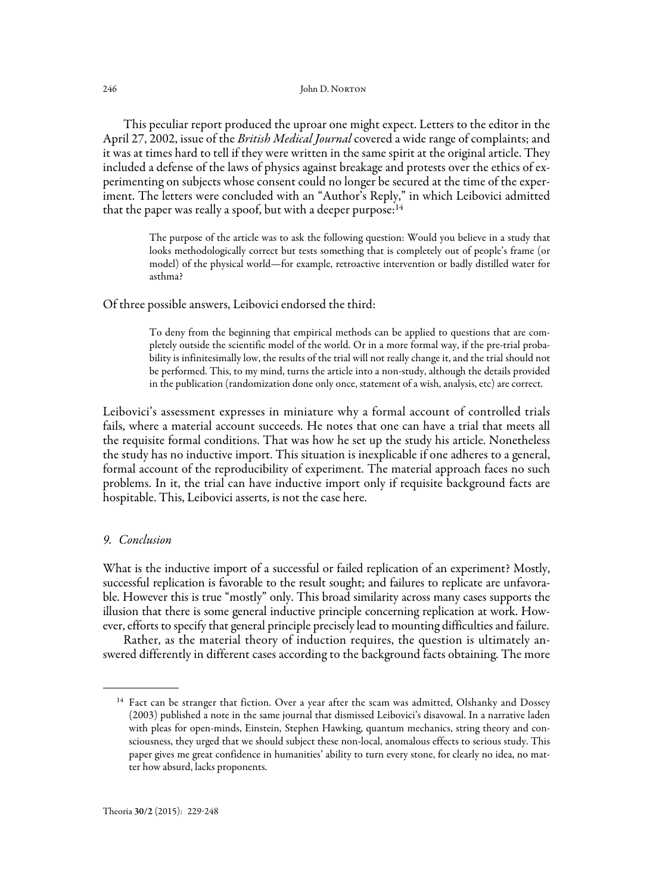This peculiar report produced the uproar one might expect. Letters to the editor in the April 27, 2002, issue of the *British Medical Journal* covered a wide range of complaints; and it was at times hard to tell if they were written in the same spirit at the original article. They included a defense of the laws of physics against breakage and protests over the ethics of experimenting on subjects whose consent could no longer be secured at the time of the experiment. The letters were concluded with an "Author's Reply," in which Leibovici admitted that the paper was really a spoof, but with a deeper purpose:[14]

> The purpose of the article was to ask the following question: Would you believe in a study that looks methodologically correct but tests something that is completely out of people's frame (or model) of the physical world—for example, retroactive intervention or badly distilled water for asthma?

Of three possible answers, Leibovici endorsed the third:

> To deny from the beginning that empirical methods can be applied to questions that are completely outside the scientific model of the world. Or in a more formal way, if the pre-trial probability is infinitesimally low, the results of the trial will not really change it, and the trial should not be performed. This, to my mind, turns the article into a non-study, although the details provided in the publication (randomization done only once, statement of a wish, analysis, etc) are correct.

Leibovici's assessment expresses in miniature why a formal account of controlled trials fails, where a material account succeeds. He notes that one can have a trial that meets all the requisite formal conditions. That was how he set up the study his article. Nonetheless the study has no inductive import. This situation is inexplicable if one adheres to a general, formal account of the reproducibility of experiment. The material approach faces no such problems. In it, the trial can have inductive import only if requisite background facts are hospitable. This, Leibovici asserts, is not the case here.

## *9. Conclusion*

What is the inductive import of a successful or failed replication of an experiment? Mostly, successful replication is favorable to the result sought; and failures to replicate are unfavorable. However this is true "mostly" only. This broad similarity across many cases supports the illusion that there is some general inductive principle concerning replication at work. However, efforts to specify that general principle precisely lead to mounting difficulties and failure.

Rather, as the material theory of induction requires, the question is ultimately answered differently in different cases according to the background facts obtaining. The more

---

[14] Fact can be stranger that fiction. Over a year after the scam was admitted, Olshanky and Dossey (2003) published a note in the same journal that dismissed Leibovici's disavowal. In a narrative laden with pleas for open-minds, Einstein, Stephen Hawking, quantum mechanics, string theory and consciousness, they urged that we should subject these non-local, anomalous effects to serious study. This paper gives me great confidence in humanities' ability to turn every stone, for clearly no idea, no matter how absurd, lacks proponents.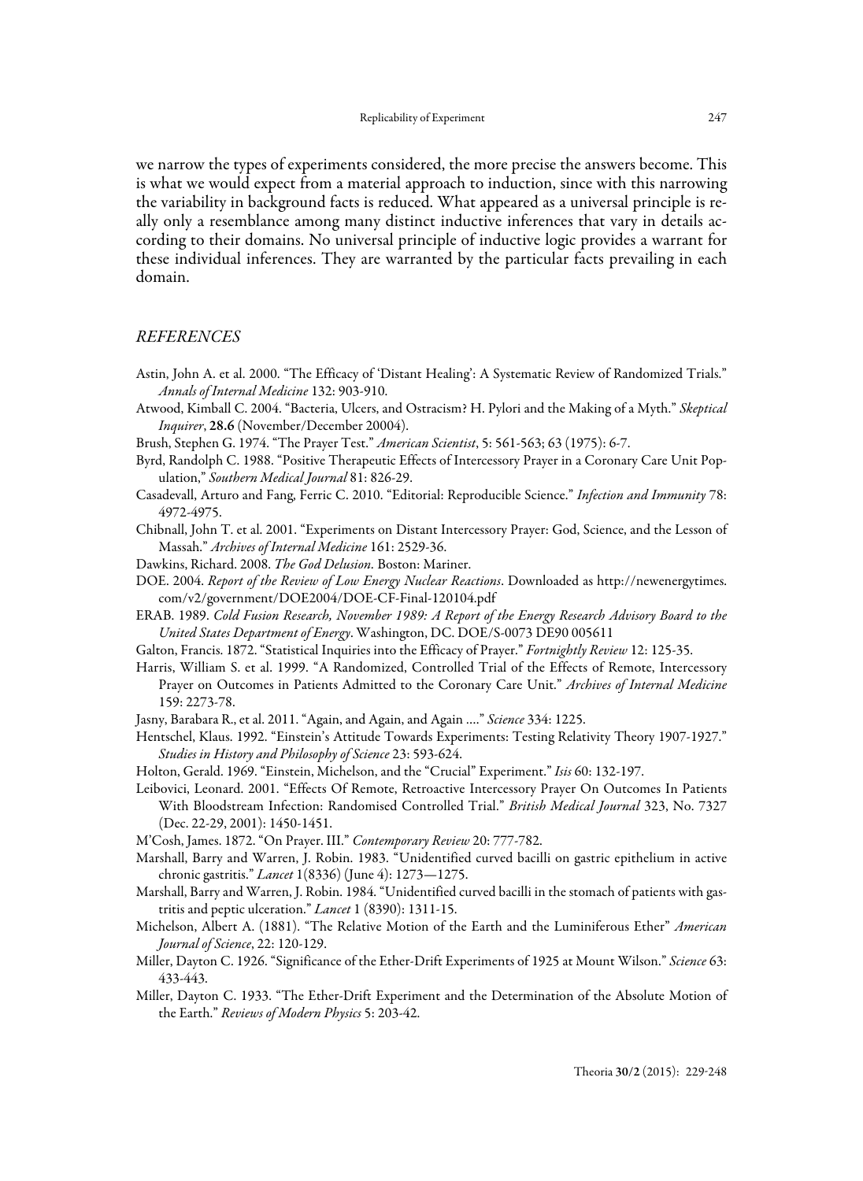we narrow the types of experiments considered, the more precise the answers become. This is what we would expect from a material approach to induction, since with this narrowing the variability in background facts is reduced. What appeared as a universal principle is really only a resemblance among many distinct inductive inferences that vary in details according to their domains. No universal principle of inductive logic provides a warrant for these individual inferences. They are warranted by the particular facts prevailing in each domain.

## *REFERENCES*

Astin, John A. et al. 2000. "The Efficacy of 'Distant Healing': A Systematic Review of Randomized Trials." *Annals of Internal Medicine* 132: 903-910.

Atwood, Kimball C. 2004. "Bacteria, Ulcers, and Ostracism? H. Pylori and the Making of a Myth." *Skeptical Inquirer*, **28.6** (November/December 20004).

Brush, Stephen G. 1974. "The Prayer Test." *American Scientist*, 5: 561-563; 63 (1975): 6-7.

Byrd, Randolph C. 1988. "Positive Therapeutic Effects of Intercessory Prayer in a Coronary Care Unit Population," *Southern Medical Journal* 81: 826-29.

Casadevall, Arturo and Fang, Ferric C. 2010. "Editorial: Reproducible Science." *Infection and Immunity* 78: 4972-4975.

Chibnall, John T. et al. 2001. "Experiments on Distant Intercessory Prayer: God, Science, and the Lesson of Massah." *Archives of Internal Medicine* 161: 2529-36.

Dawkins, Richard. 2008. *The God Delusion*. Boston: Mariner.

DOE. 2004. *Report of the Review of Low Energy Nuclear Reactions*. Downloaded as http://newenergytimes.com/v2/government/DOE2004/DOE-CF-Final-120104.pdf

ERAB. 1989. *Cold Fusion Research, November 1989: A Report of the Energy Research Advisory Board to the United States Department of Energy*. Washington, DC. DOE/S-0073 DE90 005611

Galton, Francis. 1872. "Statistical Inquiries into the Efficacy of Prayer." *Fortnightly Review* 12: 125-35.

Harris, William S. et al. 1999. "A Randomized, Controlled Trial of the Effects of Remote, Intercessory Prayer on Outcomes in Patients Admitted to the Coronary Care Unit." *Archives of Internal Medicine* 159: 2273-78.

Jasny, Barabara R., et al. 2011. "Again, and Again, and Again …." *Science* 334: 1225.

Hentschel, Klaus. 1992. "Einstein's Attitude Towards Experiments: Testing Relativity Theory 1907-1927." *Studies in History and Philosophy of Science* 23: 593-624.

Holton, Gerald. 1969. "Einstein, Michelson, and the "Crucial" Experiment." *Isis* 60: 132-197.

Leibovici, Leonard. 2001. "Effects Of Remote, Retroactive Intercessory Prayer On Outcomes In Patients With Bloodstream Infection: Randomised Controlled Trial." *British Medical Journal* 323, No. 7327 (Dec. 22-29, 2001): 1450-1451.

M'Cosh, James. 1872. "On Prayer. III." *Contemporary Review* 20: 777-782.

Marshall, Barry and Warren, J. Robin. 1983. "Unidentified curved bacilli on gastric epithelium in active chronic gastritis." *Lancet* 1(8336) (June 4): 1273—1275.

Marshall, Barry and Warren, J. Robin. 1984. "Unidentified curved bacilli in the stomach of patients with gastritis and peptic ulceration." *Lancet* 1 (8390): 1311-15.

Michelson, Albert A. (1881). "The Relative Motion of the Earth and the Luminiferous Ether" *American Journal of Science*, 22: 120-129.

Miller, Dayton C. 1926. "Significance of the Ether-Drift Experiments of 1925 at Mount Wilson." *Science* 63: 433-443.

Miller, Dayton C. 1933. "The Ether-Drift Experiment and the Determination of the Absolute Motion of the Earth." *Reviews of Modern Physics* 5: 203-42.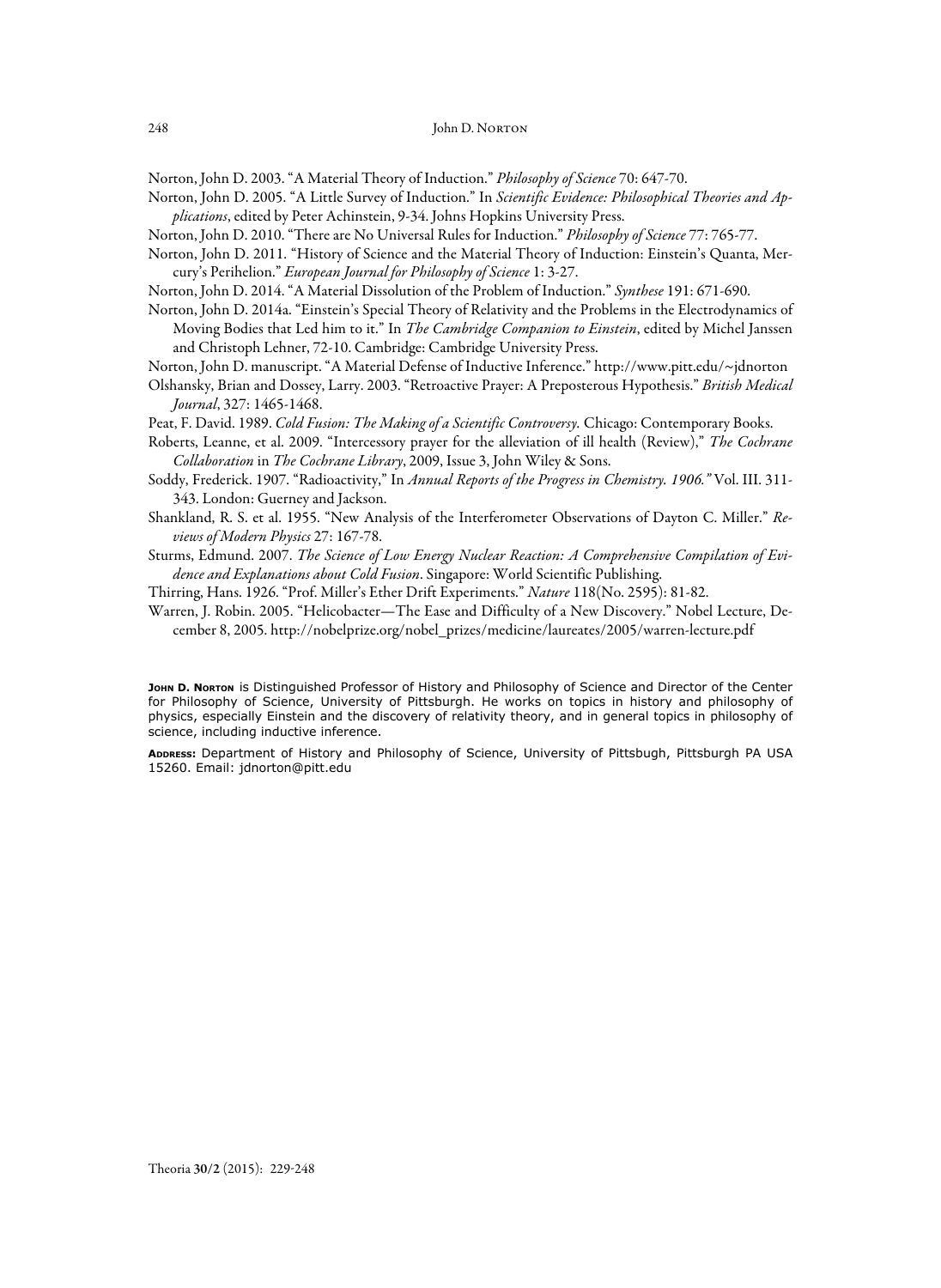Norton, John D. 2003. "A Material Theory of Induction." *Philosophy of Science* 70: 647-70.

Norton, John D. 2005. "A Little Survey of Induction." In *Scientific Evidence: Philosophical Theories and Applications*, edited by Peter Achinstein, 9-34. Johns Hopkins University Press.

Norton, John D. 2010. "There are No Universal Rules for Induction." *Philosophy of Science* 77: 765-77.

Norton, John D. 2011. "History of Science and the Material Theory of Induction: Einstein's Quanta, Mercury's Perihelion." *European Journal for Philosophy of Science* 1: 3-27.

Norton, John D. 2014. "A Material Dissolution of the Problem of Induction." *Synthese* 191: 671-690.

Norton, John D. 2014a. "Einstein's Special Theory of Relativity and the Problems in the Electrodynamics of Moving Bodies that Led him to it." In *The Cambridge Companion to Einstein*, edited by Michel Janssen and Christoph Lehner, 72-10. Cambridge: Cambridge University Press.

Norton, John D. manuscript. "A Material Defense of Inductive Inference." http://www.pitt.edu/~jdnorton

Olshansky, Brian and Dossey, Larry. 2003. "Retroactive Prayer: A Preposterous Hypothesis." *British Medical Journal*, 327: 1465-1468.

Peat, F. David. 1989. *Cold Fusion: The Making of a Scientific Controversy.* Chicago: Contemporary Books.

Roberts, Leanne, et al. 2009. "Intercessory prayer for the alleviation of ill health (Review)," *The Cochrane Collaboration* in *The Cochrane Library*, 2009, Issue 3, John Wiley & Sons.

Soddy, Frederick. 1907. "Radioactivity," In *Annual Reports of the Progress in Chemistry. 1906."* Vol. III. 311-343. London: Guerney and Jackson.

Shankland, R. S. et al. 1955. "New Analysis of the Interferometer Observations of Dayton C. Miller." *Reviews of Modern Physics* 27: 167-78.

Sturms, Edmund. 2007. *The Science of Low Energy Nuclear Reaction: A Comprehensive Compilation of Evidence and Explanations about Cold Fusion*. Singapore: World Scientific Publishing.

Thirring, Hans. 1926. "Prof. Miller's Ether Drift Experiments." *Nature* 118(No. 2595): 81-82.

Warren, J. Robin. 2005. "Helicobacter—The Ease and Difficulty of a New Discovery." Nobel Lecture, December 8, 2005. http://nobelprize.org/nobel_prizes/medicine/laureates/2005/warren-lecture.pdf

**John D. Norton** is Distinguished Professor of History and Philosophy of Science and Director of the Center for Philosophy of Science, University of Pittsburgh. He works on topics in history and philosophy of physics, especially Einstein and the discovery of relativity theory, and in general topics in philosophy of science, including inductive inference.

**Address:** Department of History and Philosophy of Science, University of Pittsbugh, Pittsburgh PA USA 15260. Email: jdnorton@pitt.edu